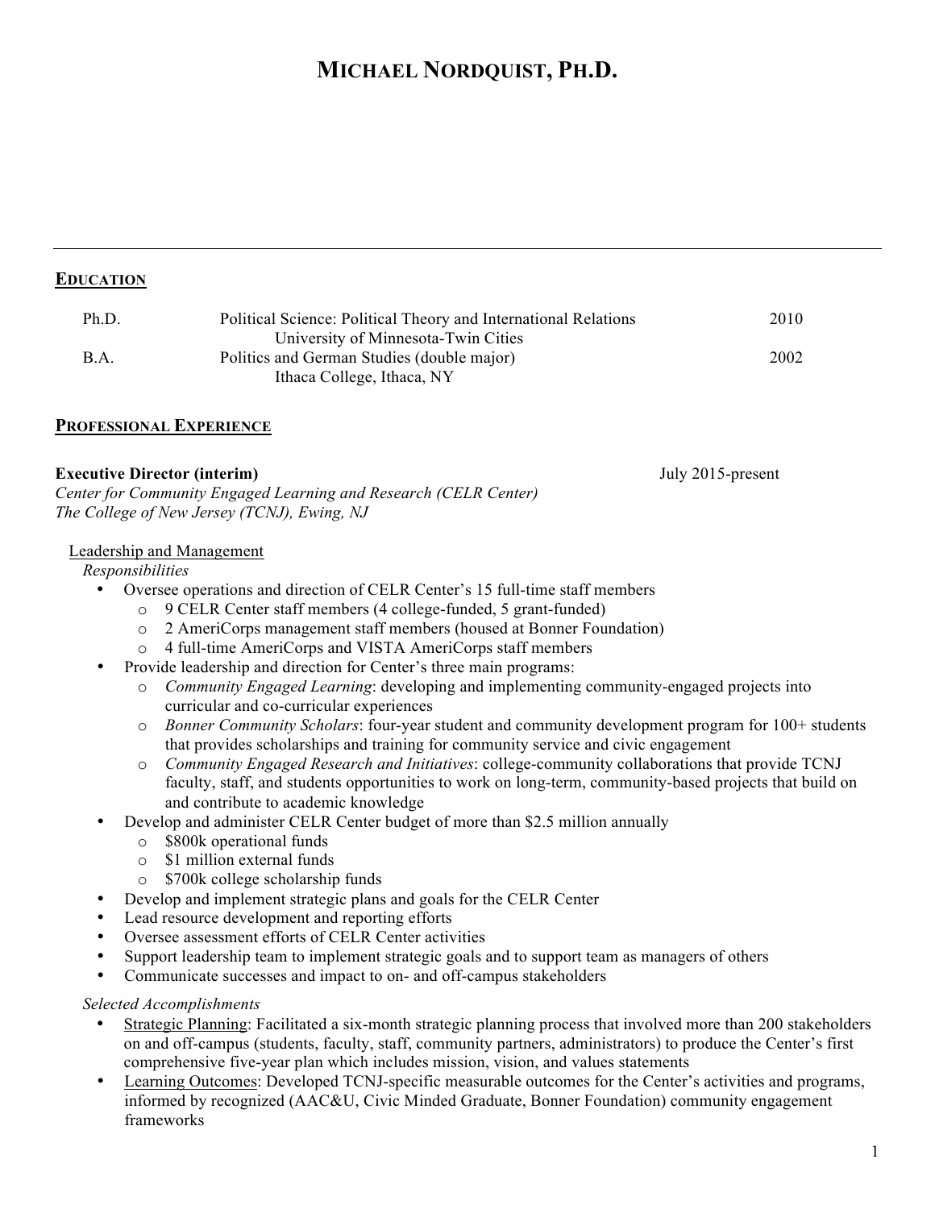# MICHAEL NORDQUIST, PH.D.

---

## EDUCATION

| | | |
|---|---|---|
| Ph.D. | Political Science: Political Theory and International Relations<br>University of Minnesota-Twin Cities | 2010 |
| B.A. | Politics and German Studies (double major)<br>Ithaca College, Ithaca, NY | 2002 |

## PROFESSIONAL EXPERIENCE

**Executive Director (interim)** July 2015-present
*Center for Community Engaged Learning and Research (CELR Center)*
*The College of New Jersey (TCNJ), Ewing, NJ*

Leadership and Management

*Responsibilities*

- Oversee operations and direction of CELR Center's 15 full-time staff members
  - 9 CELR Center staff members (4 college-funded, 5 grant-funded)
  - 2 AmeriCorps management staff members (housed at Bonner Foundation)
  - 4 full-time AmeriCorps and VISTA AmeriCorps staff members
- Provide leadership and direction for Center's three main programs:
  - *Community Engaged Learning*: developing and implementing community-engaged projects into curricular and co-curricular experiences
  - *Bonner Community Scholars*: four-year student and community development program for 100+ students that provides scholarships and training for community service and civic engagement
  - *Community Engaged Research and Initiatives*: college-community collaborations that provide TCNJ faculty, staff, and students opportunities to work on long-term, community-based projects that build on and contribute to academic knowledge
- Develop and administer CELR Center budget of more than $2.5 million annually
  - $800k operational funds
  - $1 million external funds
  - $700k college scholarship funds
- Develop and implement strategic plans and goals for the CELR Center
- Lead resource development and reporting efforts
- Oversee assessment efforts of CELR Center activities
- Support leadership team to implement strategic goals and to support team as managers of others
- Communicate successes and impact to on- and off-campus stakeholders

*Selected Accomplishments*

- Strategic Planning: Facilitated a six-month strategic planning process that involved more than 200 stakeholders on and off-campus (students, faculty, staff, community partners, administrators) to produce the Center's first comprehensive five-year plan which includes mission, vision, and values statements
- Learning Outcomes: Developed TCNJ-specific measurable outcomes for the Center's activities and programs, informed by recognized (AAC&U, Civic Minded Graduate, Bonner Foundation) community engagement frameworks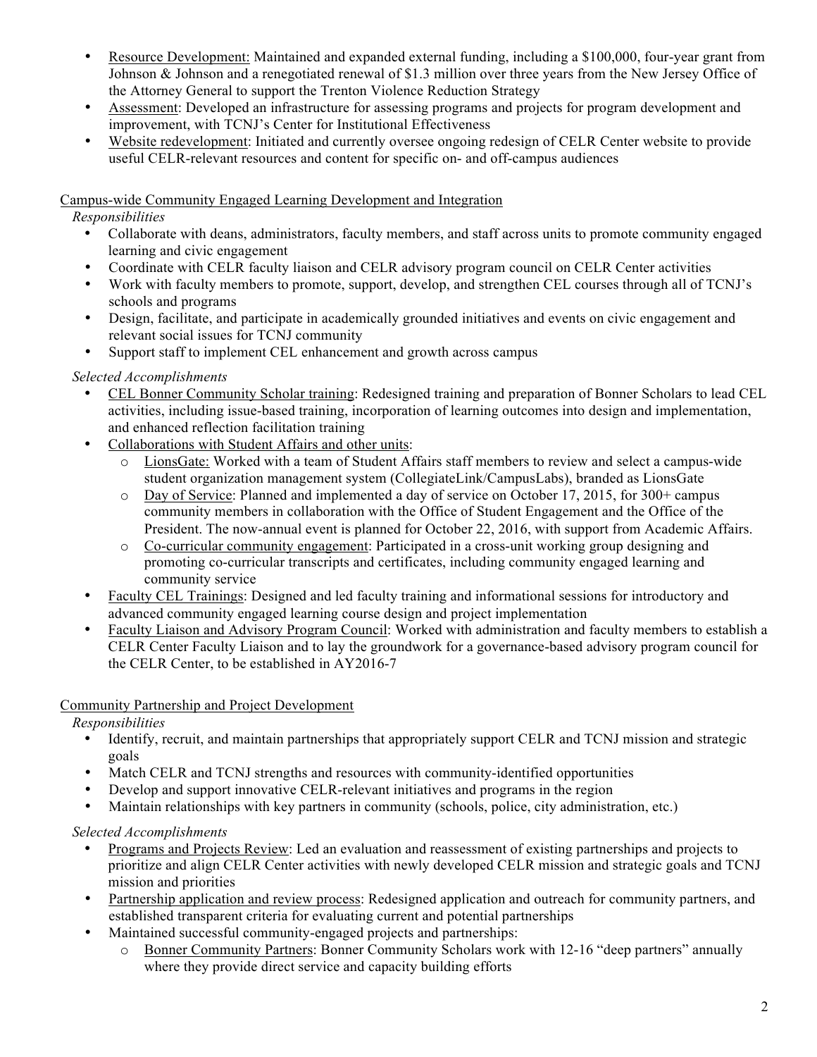- <u>Resource Development:</u> Maintained and expanded external funding, including a $100,000, four-year grant from Johnson & Johnson and a renegotiated renewal of $1.3 million over three years from the New Jersey Office of the Attorney General to support the Trenton Violence Reduction Strategy
- <u>Assessment</u>: Developed an infrastructure for assessing programs and projects for program development and improvement, with TCNJ's Center for Institutional Effectiveness
- <u>Website redevelopment</u>: Initiated and currently oversee ongoing redesign of CELR Center website to provide useful CELR-relevant resources and content for specific on- and off-campus audiences

<u>Campus-wide Community Engaged Learning Development and Integration</u>

*Responsibilities*

- Collaborate with deans, administrators, faculty members, and staff across units to promote community engaged learning and civic engagement
- Coordinate with CELR faculty liaison and CELR advisory program council on CELR Center activities
- Work with faculty members to promote, support, develop, and strengthen CEL courses through all of TCNJ's schools and programs
- Design, facilitate, and participate in academically grounded initiatives and events on civic engagement and relevant social issues for TCNJ community
- Support staff to implement CEL enhancement and growth across campus

*Selected Accomplishments*

- <u>CEL Bonner Community Scholar training</u>: Redesigned training and preparation of Bonner Scholars to lead CEL activities, including issue-based training, incorporation of learning outcomes into design and implementation, and enhanced reflection facilitation training
- <u>Collaborations with Student Affairs and other units</u>:
  - <u>LionsGate:</u> Worked with a team of Student Affairs staff members to review and select a campus-wide student organization management system (CollegiateLink/CampusLabs), branded as LionsGate
  - <u>Day of Service</u>: Planned and implemented a day of service on October 17, 2015, for 300+ campus community members in collaboration with the Office of Student Engagement and the Office of the President. The now-annual event is planned for October 22, 2016, with support from Academic Affairs.
  - <u>Co-curricular community engagement</u>: Participated in a cross-unit working group designing and promoting co-curricular transcripts and certificates, including community engaged learning and community service
- <u>Faculty CEL Trainings</u>: Designed and led faculty training and informational sessions for introductory and advanced community engaged learning course design and project implementation
- <u>Faculty Liaison and Advisory Program Council</u>: Worked with administration and faculty members to establish a CELR Center Faculty Liaison and to lay the groundwork for a governance-based advisory program council for the CELR Center, to be established in AY2016-7

<u>Community Partnership and Project Development</u>

*Responsibilities*

- Identify, recruit, and maintain partnerships that appropriately support CELR and TCNJ mission and strategic goals
- Match CELR and TCNJ strengths and resources with community-identified opportunities
- Develop and support innovative CELR-relevant initiatives and programs in the region
- Maintain relationships with key partners in community (schools, police, city administration, etc.)

*Selected Accomplishments*

- <u>Programs and Projects Review</u>: Led an evaluation and reassessment of existing partnerships and projects to prioritize and align CELR Center activities with newly developed CELR mission and strategic goals and TCNJ mission and priorities
- <u>Partnership application and review process</u>: Redesigned application and outreach for community partners, and established transparent criteria for evaluating current and potential partnerships
- Maintained successful community-engaged projects and partnerships:
  - <u>Bonner Community Partners</u>: Bonner Community Scholars work with 12-16 "deep partners" annually where they provide direct service and capacity building efforts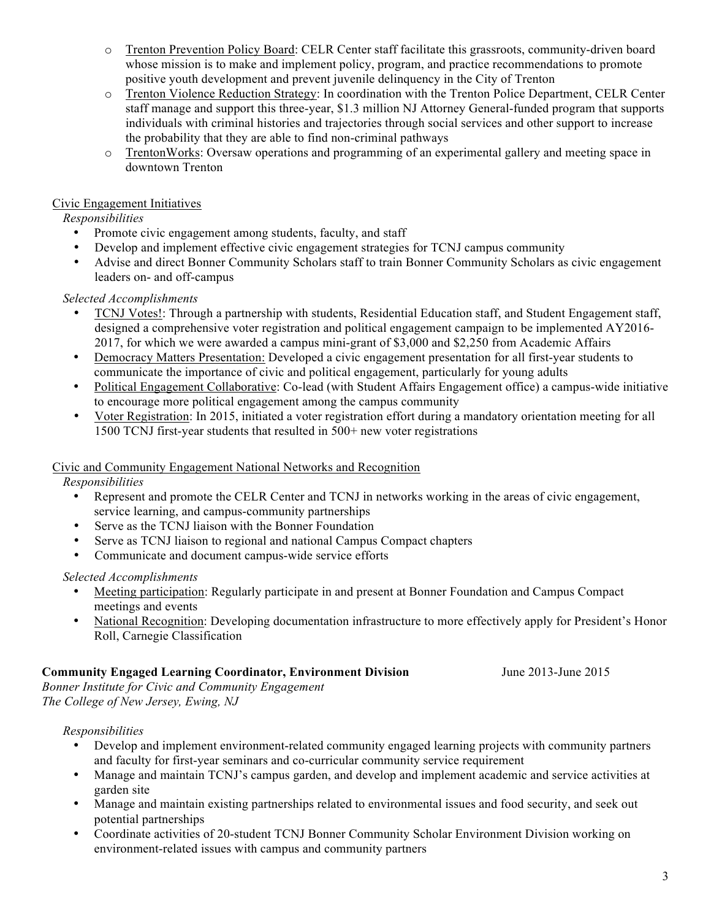- <u>Trenton Prevention Policy Board</u>: CELR Center staff facilitate this grassroots, community-driven board whose mission is to make and implement policy, program, and practice recommendations to promote positive youth development and prevent juvenile delinquency in the City of Trenton
- <u>Trenton Violence Reduction Strategy</u>: In coordination with the Trenton Police Department, CELR Center staff manage and support this three-year, $1.3 million NJ Attorney General-funded program that supports individuals with criminal histories and trajectories through social services and other support to increase the probability that they are able to find non-criminal pathways
- <u>TrentonWorks</u>: Oversaw operations and programming of an experimental gallery and meeting space in downtown Trenton

<u>Civic Engagement Initiatives</u>

*Responsibilities*

- Promote civic engagement among students, faculty, and staff
- Develop and implement effective civic engagement strategies for TCNJ campus community
- Advise and direct Bonner Community Scholars staff to train Bonner Community Scholars as civic engagement leaders on- and off-campus

*Selected Accomplishments*

- <u>TCNJ Votes!</u>: Through a partnership with students, Residential Education staff, and Student Engagement staff, designed a comprehensive voter registration and political engagement campaign to be implemented AY2016-2017, for which we were awarded a campus mini-grant of $3,000 and $2,250 from Academic Affairs
- <u>Democracy Matters Presentation:</u> Developed a civic engagement presentation for all first-year students to communicate the importance of civic and political engagement, particularly for young adults
- <u>Political Engagement Collaborative</u>: Co-lead (with Student Affairs Engagement office) a campus-wide initiative to encourage more political engagement among the campus community
- <u>Voter Registration</u>: In 2015, initiated a voter registration effort during a mandatory orientation meeting for all 1500 TCNJ first-year students that resulted in 500+ new voter registrations

<u>Civic and Community Engagement National Networks and Recognition</u>

*Responsibilities*

- Represent and promote the CELR Center and TCNJ in networks working in the areas of civic engagement, service learning, and campus-community partnerships
- Serve as the TCNJ liaison with the Bonner Foundation
- Serve as TCNJ liaison to regional and national Campus Compact chapters
- Communicate and document campus-wide service efforts

*Selected Accomplishments*

- <u>Meeting participation</u>: Regularly participate in and present at Bonner Foundation and Campus Compact meetings and events
- <u>National Recognition</u>: Developing documentation infrastructure to more effectively apply for President's Honor Roll, Carnegie Classification

**Community Engaged Learning Coordinator, Environment Division** June 2013-June 2015
*Bonner Institute for Civic and Community Engagement*
*The College of New Jersey, Ewing, NJ*

*Responsibilities*

- Develop and implement environment-related community engaged learning projects with community partners and faculty for first-year seminars and co-curricular community service requirement
- Manage and maintain TCNJ's campus garden, and develop and implement academic and service activities at garden site
- Manage and maintain existing partnerships related to environmental issues and food security, and seek out potential partnerships
- Coordinate activities of 20-student TCNJ Bonner Community Scholar Environment Division working on environment-related issues with campus and community partners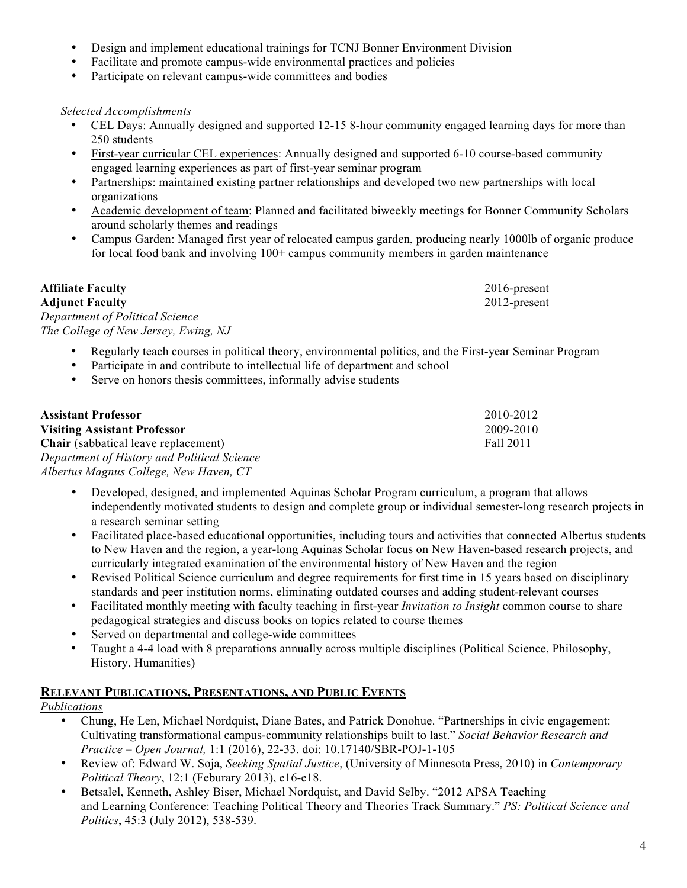- Design and implement educational trainings for TCNJ Bonner Environment Division
- Facilitate and promote campus-wide environmental practices and policies
- Participate on relevant campus-wide committees and bodies

*Selected Accomplishments*

- <u>CEL Days</u>: Annually designed and supported 12-15 8-hour community engaged learning days for more than 250 students
- <u>First-year curricular CEL experiences</u>: Annually designed and supported 6-10 course-based community engaged learning experiences as part of first-year seminar program
- <u>Partnerships</u>: maintained existing partner relationships and developed two new partnerships with local organizations
- <u>Academic development of team</u>: Planned and facilitated biweekly meetings for Bonner Community Scholars around scholarly themes and readings
- <u>Campus Garden</u>: Managed first year of relocated campus garden, producing nearly 1000lb of organic produce for local food bank and involving 100+ campus community members in garden maintenance

**Affiliate Faculty** 2016-present
**Adjunct Faculty** 2012-present
*Department of Political Science*
*The College of New Jersey, Ewing, NJ*

- Regularly teach courses in political theory, environmental politics, and the First-year Seminar Program
- Participate in and contribute to intellectual life of department and school
- Serve on honors thesis committees, informally advise students

**Assistant Professor** 2010-2012
**Visiting Assistant Professor** 2009-2010
**Chair** (sabbatical leave replacement) Fall 2011
*Department of History and Political Science*
*Albertus Magnus College, New Haven, CT*

- Developed, designed, and implemented Aquinas Scholar Program curriculum, a program that allows independently motivated students to design and complete group or individual semester-long research projects in a research seminar setting
- Facilitated place-based educational opportunities, including tours and activities that connected Albertus students to New Haven and the region, a year-long Aquinas Scholar focus on New Haven-based research projects, and curricularly integrated examination of the environmental history of New Haven and the region
- Revised Political Science curriculum and degree requirements for first time in 15 years based on disciplinary standards and peer institution norms, eliminating outdated courses and adding student-relevant courses
- Facilitated monthly meeting with faculty teaching in first-year *Invitation to Insight* common course to share pedagogical strategies and discuss books on topics related to course themes
- Served on departmental and college-wide committees
- Taught a 4-4 load with 8 preparations annually across multiple disciplines (Political Science, Philosophy, History, Humanities)

## Relevant Publications, Presentations, and Public Events

*<u>Publications</u>*

- Chung, He Len, Michael Nordquist, Diane Bates, and Patrick Donohue. "Partnerships in civic engagement: Cultivating transformational campus-community relationships built to last." *Social Behavior Research and Practice – Open Journal,* 1:1 (2016), 22-33. doi: 10.17140/SBR-POJ-1-105
- Review of: Edward W. Soja, *Seeking Spatial Justice*, (University of Minnesota Press, 2010) in *Contemporary Political Theory*, 12:1 (Feburary 2013), e16-e18.
- Betsalel, Kenneth, Ashley Biser, Michael Nordquist, and David Selby. "2012 APSA Teaching and Learning Conference: Teaching Political Theory and Theories Track Summary." *PS: Political Science and Politics*, 45:3 (July 2012), 538-539.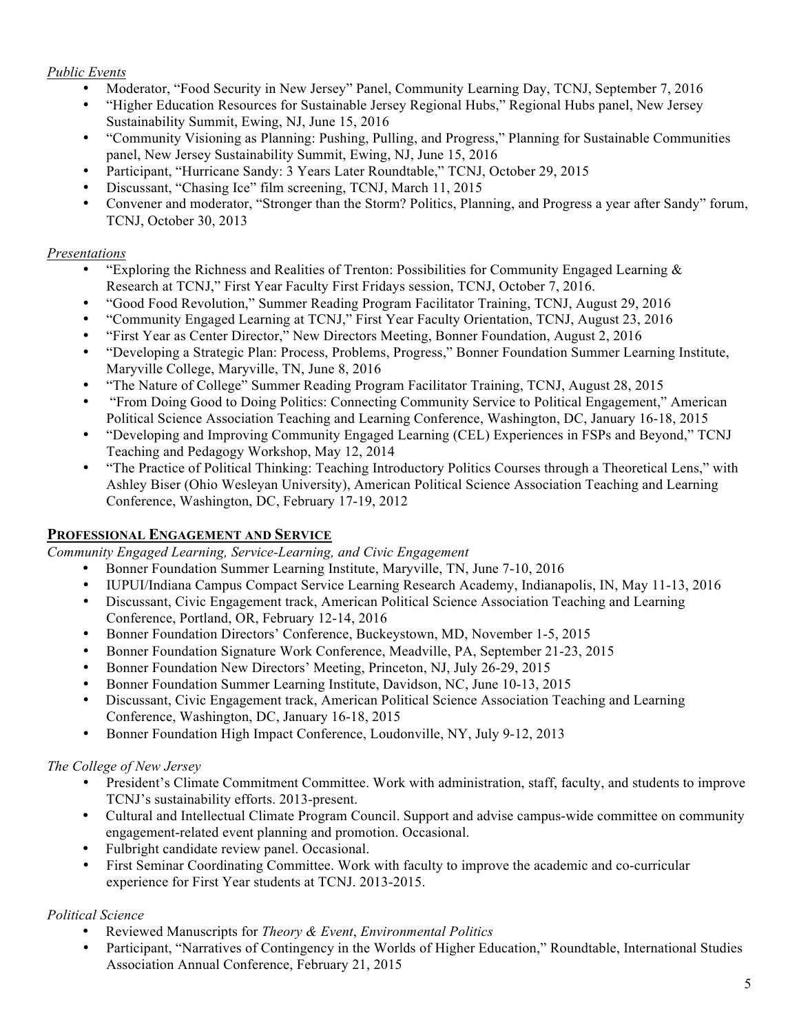*Public Events*

- Moderator, “Food Security in New Jersey” Panel, Community Learning Day, TCNJ, September 7, 2016
- “Higher Education Resources for Sustainable Jersey Regional Hubs,” Regional Hubs panel, New Jersey Sustainability Summit, Ewing, NJ, June 15, 2016
- “Community Visioning as Planning: Pushing, Pulling, and Progress,” Planning for Sustainable Communities panel, New Jersey Sustainability Summit, Ewing, NJ, June 15, 2016
- Participant, “Hurricane Sandy: 3 Years Later Roundtable,” TCNJ, October 29, 2015
- Discussant, “Chasing Ice” film screening, TCNJ, March 11, 2015
- Convener and moderator, “Stronger than the Storm? Politics, Planning, and Progress a year after Sandy” forum, TCNJ, October 30, 2013

*Presentations*

- “Exploring the Richness and Realities of Trenton: Possibilities for Community Engaged Learning & Research at TCNJ,” First Year Faculty First Fridays session, TCNJ, October 7, 2016.
- “Good Food Revolution,” Summer Reading Program Facilitator Training, TCNJ, August 29, 2016
- “Community Engaged Learning at TCNJ,” First Year Faculty Orientation, TCNJ, August 23, 2016
- “First Year as Center Director,” New Directors Meeting, Bonner Foundation, August 2, 2016
- “Developing a Strategic Plan: Process, Problems, Progress,” Bonner Foundation Summer Learning Institute, Maryville College, Maryville, TN, June 8, 2016
- “The Nature of College” Summer Reading Program Facilitator Training, TCNJ, August 28, 2015
- “From Doing Good to Doing Politics: Connecting Community Service to Political Engagement,” American Political Science Association Teaching and Learning Conference, Washington, DC, January 16-18, 2015
- “Developing and Improving Community Engaged Learning (CEL) Experiences in FSPs and Beyond,” TCNJ Teaching and Pedagogy Workshop, May 12, 2014
- “The Practice of Political Thinking: Teaching Introductory Politics Courses through a Theoretical Lens,” with Ashley Biser (Ohio Wesleyan University), American Political Science Association Teaching and Learning Conference, Washington, DC, February 17-19, 2012

## PROFESSIONAL ENGAGEMENT AND SERVICE

*Community Engaged Learning, Service-Learning, and Civic Engagement*

- Bonner Foundation Summer Learning Institute, Maryville, TN, June 7-10, 2016
- IUPUI/Indiana Campus Compact Service Learning Research Academy, Indianapolis, IN, May 11-13, 2016
- Discussant, Civic Engagement track, American Political Science Association Teaching and Learning Conference, Portland, OR, February 12-14, 2016
- Bonner Foundation Directors’ Conference, Buckeystown, MD, November 1-5, 2015
- Bonner Foundation Signature Work Conference, Meadville, PA, September 21-23, 2015
- Bonner Foundation New Directors’ Meeting, Princeton, NJ, July 26-29, 2015
- Bonner Foundation Summer Learning Institute, Davidson, NC, June 10-13, 2015
- Discussant, Civic Engagement track, American Political Science Association Teaching and Learning Conference, Washington, DC, January 16-18, 2015
- Bonner Foundation High Impact Conference, Loudonville, NY, July 9-12, 2013

*The College of New Jersey*

- President’s Climate Commitment Committee. Work with administration, staff, faculty, and students to improve TCNJ’s sustainability efforts. 2013-present.
- Cultural and Intellectual Climate Program Council. Support and advise campus-wide committee on community engagement-related event planning and promotion. Occasional.
- Fulbright candidate review panel. Occasional.
- First Seminar Coordinating Committee. Work with faculty to improve the academic and co-curricular experience for First Year students at TCNJ. 2013-2015.

*Political Science*

- Reviewed Manuscripts for *Theory & Event*, *Environmental Politics*
- Participant, “Narratives of Contingency in the Worlds of Higher Education,” Roundtable, International Studies Association Annual Conference, February 21, 2015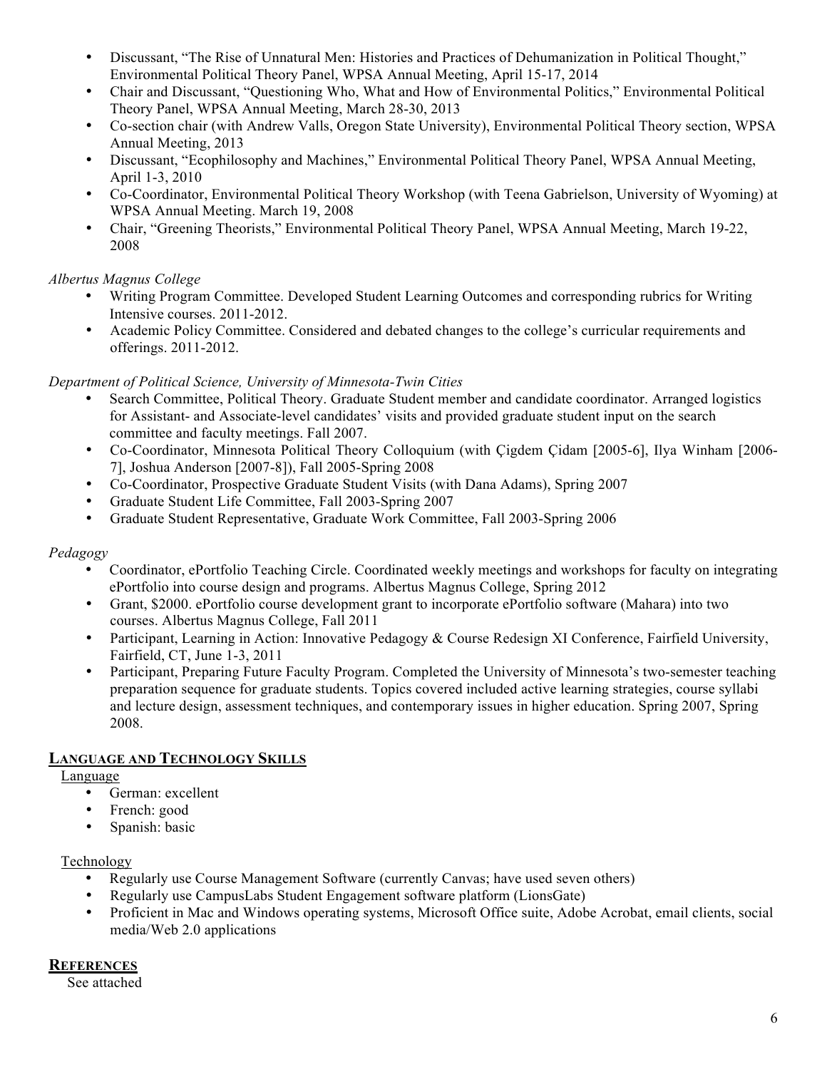- Discussant, "The Rise of Unnatural Men: Histories and Practices of Dehumanization in Political Thought," Environmental Political Theory Panel, WPSA Annual Meeting, April 15-17, 2014
- Chair and Discussant, "Questioning Who, What and How of Environmental Politics," Environmental Political Theory Panel, WPSA Annual Meeting, March 28-30, 2013
- Co-section chair (with Andrew Valls, Oregon State University), Environmental Political Theory section, WPSA Annual Meeting, 2013
- Discussant, "Ecophilosophy and Machines," Environmental Political Theory Panel, WPSA Annual Meeting, April 1-3, 2010
- Co-Coordinator, Environmental Political Theory Workshop (with Teena Gabrielson, University of Wyoming) at WPSA Annual Meeting. March 19, 2008
- Chair, "Greening Theorists," Environmental Political Theory Panel, WPSA Annual Meeting, March 19-22, 2008

*Albertus Magnus College*

- Writing Program Committee. Developed Student Learning Outcomes and corresponding rubrics for Writing Intensive courses. 2011-2012.
- Academic Policy Committee. Considered and debated changes to the college's curricular requirements and offerings. 2011-2012.

*Department of Political Science, University of Minnesota-Twin Cities*

- Search Committee, Political Theory. Graduate Student member and candidate coordinator. Arranged logistics for Assistant- and Associate-level candidates' visits and provided graduate student input on the search committee and faculty meetings. Fall 2007.
- Co-Coordinator, Minnesota Political Theory Colloquium (with Çigdem Çidam [2005-6], Ilya Winham [2006-7], Joshua Anderson [2007-8]), Fall 2005-Spring 2008
- Co-Coordinator, Prospective Graduate Student Visits (with Dana Adams), Spring 2007
- Graduate Student Life Committee, Fall 2003-Spring 2007
- Graduate Student Representative, Graduate Work Committee, Fall 2003-Spring 2006

*Pedagogy*

- Coordinator, ePortfolio Teaching Circle. Coordinated weekly meetings and workshops for faculty on integrating ePortfolio into course design and programs. Albertus Magnus College, Spring 2012
- Grant, $2000. ePortfolio course development grant to incorporate ePortfolio software (Mahara) into two courses. Albertus Magnus College, Fall 2011
- Participant, Learning in Action: Innovative Pedagogy & Course Redesign XI Conference, Fairfield University, Fairfield, CT, June 1-3, 2011
- Participant, Preparing Future Faculty Program. Completed the University of Minnesota's two-semester teaching preparation sequence for graduate students. Topics covered included active learning strategies, course syllabi and lecture design, assessment techniques, and contemporary issues in higher education. Spring 2007, Spring 2008.

## LANGUAGE AND TECHNOLOGY SKILLS

Language

- German: excellent
- French: good
- Spanish: basic

Technology

- Regularly use Course Management Software (currently Canvas; have used seven others)
- Regularly use CampusLabs Student Engagement software platform (LionsGate)
- Proficient in Mac and Windows operating systems, Microsoft Office suite, Adobe Acrobat, email clients, social media/Web 2.0 applications

## REFERENCES

See attached